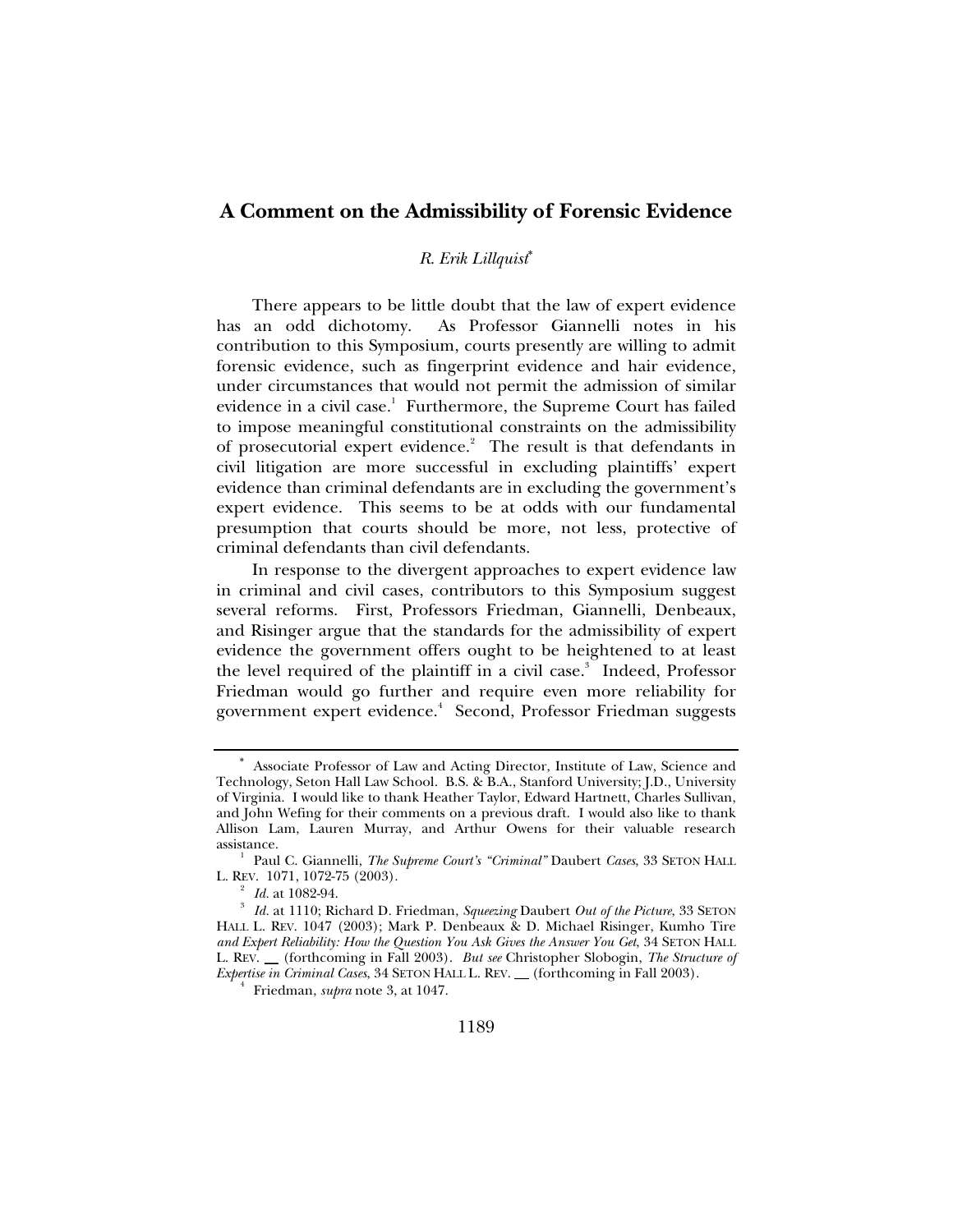# A Comment on the Admissibility of Forensic Evidence

*R. Erik Lillquist*[*]

There appears to be little doubt that the law of expert evidence has an odd dichotomy. As Professor Giannelli notes in his contribution to this Symposium, courts presently are willing to admit forensic evidence, such as fingerprint evidence and hair evidence, under circumstances that would not permit the admission of similar evidence in a civil case.[1] Furthermore, the Supreme Court has failed to impose meaningful constitutional constraints on the admissibility of prosecutorial expert evidence.[2] The result is that defendants in civil litigation are more successful in excluding plaintiffs' expert evidence than criminal defendants are in excluding the government's expert evidence. This seems to be at odds with our fundamental presumption that courts should be more, not less, protective of criminal defendants than civil defendants.

In response to the divergent approaches to expert evidence law in criminal and civil cases, contributors to this Symposium suggest several reforms. First, Professors Friedman, Giannelli, Denbeaux, and Risinger argue that the standards for the admissibility of expert evidence the government offers ought to be heightened to at least the level required of the plaintiff in a civil case.[3] Indeed, Professor Friedman would go further and require even more reliability for government expert evidence.[4] Second, Professor Friedman suggests

---

[*] Associate Professor of Law and Acting Director, Institute of Law, Science and Technology, Seton Hall Law School. B.S. & B.A., Stanford University; J.D., University of Virginia. I would like to thank Heather Taylor, Edward Hartnett, Charles Sullivan, and John Wefing for their comments on a previous draft. I would also like to thank Allison Lam, Lauren Murray, and Arthur Owens for their valuable research assistance.

[1] Paul C. Giannelli, *The Supreme Court's "Criminal"* Daubert *Cases*, 33 SETON HALL L. REV. 1071, 1072-75 (2003).

[2] *Id.* at 1082-94.

[3] *Id.* at 1110; Richard D. Friedman, *Squeezing* Daubert *Out of the Picture*, 33 SETON HALL L. REV. 1047 (2003); Mark P. Denbeaux & D. Michael Risinger, Kumho Tire *and Expert Reliability: How the Question You Ask Gives the Answer You Get*, 34 SETON HALL L. REV. __ (forthcoming in Fall 2003). *But see* Christopher Slobogin, *The Structure of Expertise in Criminal Cases*, 34 SETON HALL L. REV. __ (forthcoming in Fall 2003).

[4] Friedman, *supra* note 3, at 1047.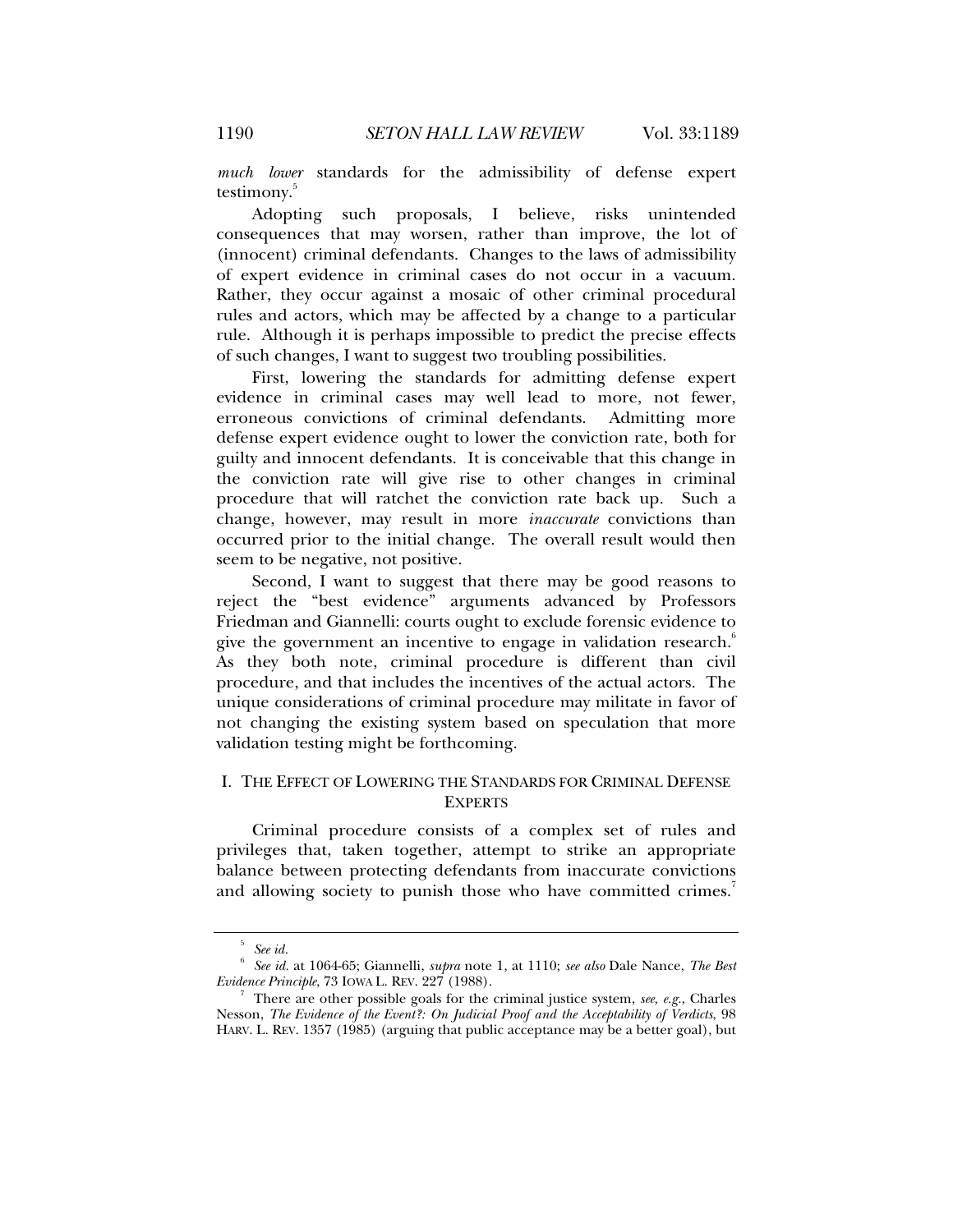*much lower* standards for the admissibility of defense expert testimony.[5]

Adopting such proposals, I believe, risks unintended consequences that may worsen, rather than improve, the lot of (innocent) criminal defendants. Changes to the laws of admissibility of expert evidence in criminal cases do not occur in a vacuum. Rather, they occur against a mosaic of other criminal procedural rules and actors, which may be affected by a change to a particular rule. Although it is perhaps impossible to predict the precise effects of such changes, I want to suggest two troubling possibilities.

First, lowering the standards for admitting defense expert evidence in criminal cases may well lead to more, not fewer, erroneous convictions of criminal defendants. Admitting more defense expert evidence ought to lower the conviction rate, both for guilty and innocent defendants. It is conceivable that this change in the conviction rate will give rise to other changes in criminal procedure that will ratchet the conviction rate back up. Such a change, however, may result in more *inaccurate* convictions than occurred prior to the initial change. The overall result would then seem to be negative, not positive.

Second, I want to suggest that there may be good reasons to reject the "best evidence" arguments advanced by Professors Friedman and Giannelli: courts ought to exclude forensic evidence to give the government an incentive to engage in validation research.[6] As they both note, criminal procedure is different than civil procedure, and that includes the incentives of the actual actors. The unique considerations of criminal procedure may militate in favor of not changing the existing system based on speculation that more validation testing might be forthcoming.

## I. THE EFFECT OF LOWERING THE STANDARDS FOR CRIMINAL DEFENSE EXPERTS

Criminal procedure consists of a complex set of rules and privileges that, taken together, attempt to strike an appropriate balance between protecting defendants from inaccurate convictions and allowing society to punish those who have committed crimes.[7]

---

[5] *See id.*

[6] *See id.* at 1064-65; Giannelli, *supra* note 1, at 1110; *see also* Dale Nance, *The Best Evidence Principle*, 73 IOWA L. REV. 227 (1988).

[7] There are other possible goals for the criminal justice system, *see, e.g.*, Charles Nesson, *The Evidence of the Event?: On Judicial Proof and the Acceptability of Verdicts*, 98 HARV. L. REV. 1357 (1985) (arguing that public acceptance may be a better goal), but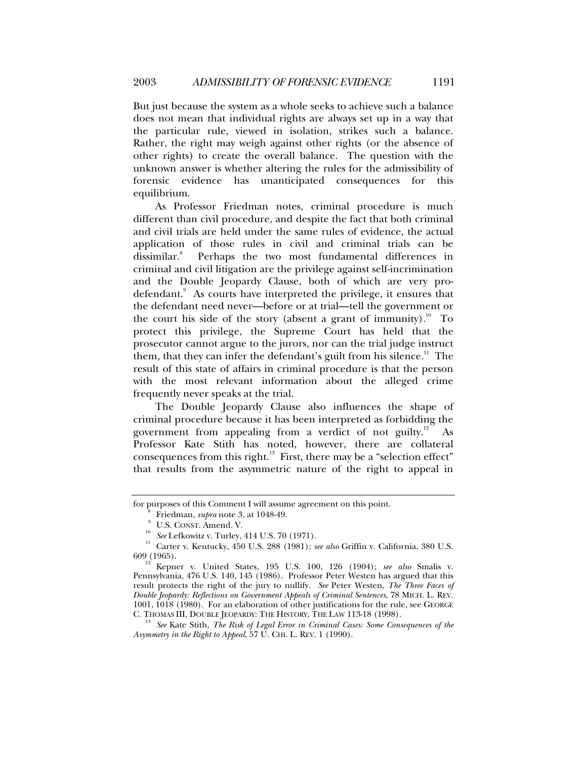But just because the system as a whole seeks to achieve such a balance does not mean that individual rights are always set up in a way that the particular rule, viewed in isolation, strikes such a balance. Rather, the right may weigh against other rights (or the absence of other rights) to create the overall balance. The question with the unknown answer is whether altering the rules for the admissibility of forensic evidence has unanticipated consequences for this equilibrium.

As Professor Friedman notes, criminal procedure is much different than civil procedure, and despite the fact that both criminal and civil trials are held under the same rules of evidence, the actual application of those rules in civil and criminal trials can be dissimilar.[8] Perhaps the two most fundamental differences in criminal and civil litigation are the privilege against self-incrimination and the Double Jeopardy Clause, both of which are very pro-defendant.[9] As courts have interpreted the privilege, it ensures that the defendant need never—before or at trial—tell the government or the court his side of the story (absent a grant of immunity).[10] To protect this privilege, the Supreme Court has held that the prosecutor cannot argue to the jurors, nor can the trial judge instruct them, that they can infer the defendant's guilt from his silence.[11] The result of this state of affairs in criminal procedure is that the person with the most relevant information about the alleged crime frequently never speaks at the trial.

The Double Jeopardy Clause also influences the shape of criminal procedure because it has been interpreted as forbidding the government from appealing from a verdict of not guilty.[12] As Professor Kate Stith has noted, however, there are collateral consequences from this right.[13] First, there may be a "selection effect" that results from the asymmetric nature of the right to appeal in

---

for purposes of this Comment I will assume agreement on this point.

[8] Friedman, *supra* note 3, at 1048-49.

[9] U.S. CONST. Amend. V.

[10] *See* Lefkowitz v. Turley, 414 U.S. 70 (1971).

[11] Carter v. Kentucky, 450 U.S. 288 (1981); *see also* Griffin v. California, 380 U.S. 609 (1965).

[12] Kepner v. United States, 195 U.S. 100, 126 (1904); *see also* Smalis v. Pennsylvania, 476 U.S. 140, 145 (1986). Professor Peter Westen has argued that this result protects the right of the jury to nullify. *See* Peter Westen, *The Three Faces of Double Jeopardy: Reflections on Government Appeals of Criminal Sentences*, 78 MICH. L. REV. 1001, 1018 (1980). For an elaboration of other justifications for the rule, see GEORGE C. THOMAS III, DOUBLE JEOPARDY: THE HISTORY, THE LAW 113-18 (1998).

[13] *See* Kate Stith, *The Risk of Legal Error in Criminal Cases: Some Consequences of the Asymmetry in the Right to Appeal*, 57 U. CHI. L. REV. 1 (1990).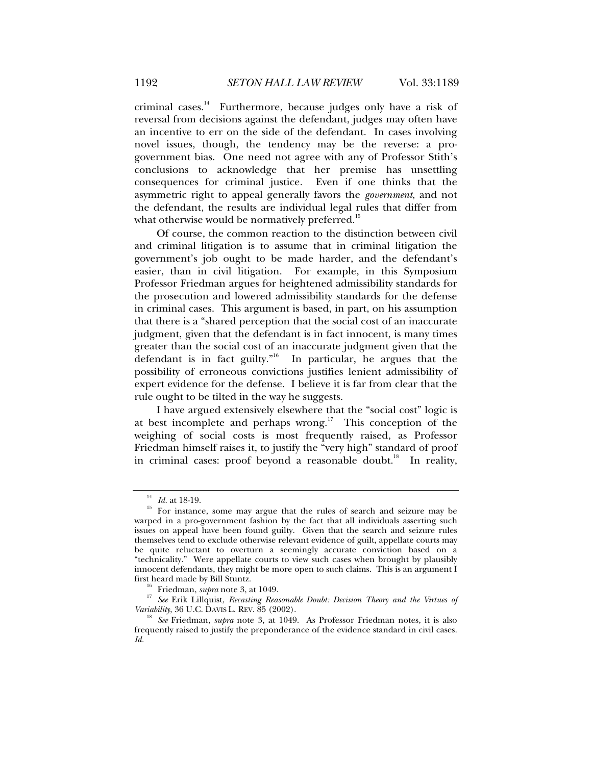criminal cases.[14] Furthermore, because judges only have a risk of reversal from decisions against the defendant, judges may often have an incentive to err on the side of the defendant. In cases involving novel issues, though, the tendency may be the reverse: a pro-government bias. One need not agree with any of Professor Stith's conclusions to acknowledge that her premise has unsettling consequences for criminal justice. Even if one thinks that the asymmetric right to appeal generally favors the *government*, and not the defendant, the results are individual legal rules that differ from what otherwise would be normatively preferred.[15]

Of course, the common reaction to the distinction between civil and criminal litigation is to assume that in criminal litigation the government's job ought to be made harder, and the defendant's easier, than in civil litigation. For example, in this Symposium Professor Friedman argues for heightened admissibility standards for the prosecution and lowered admissibility standards for the defense in criminal cases. This argument is based, in part, on his assumption that there is a "shared perception that the social cost of an inaccurate judgment, given that the defendant is in fact innocent, is many times greater than the social cost of an inaccurate judgment given that the defendant is in fact guilty."[16] In particular, he argues that the possibility of erroneous convictions justifies lenient admissibility of expert evidence for the defense. I believe it is far from clear that the rule ought to be tilted in the way he suggests.

I have argued extensively elsewhere that the "social cost" logic is at best incomplete and perhaps wrong.[17] This conception of the weighing of social costs is most frequently raised, as Professor Friedman himself raises it, to justify the "very high" standard of proof in criminal cases: proof beyond a reasonable doubt.[18] In reality,

---

[14] *Id.* at 18-19.

[15] For instance, some may argue that the rules of search and seizure may be warped in a pro-government fashion by the fact that all individuals asserting such issues on appeal have been found guilty. Given that the search and seizure rules themselves tend to exclude otherwise relevant evidence of guilt, appellate courts may be quite reluctant to overturn a seemingly accurate conviction based on a "technicality." Were appellate courts to view such cases when brought by plausibly innocent defendants, they might be more open to such claims. This is an argument I first heard made by Bill Stuntz.

[16] Friedman, *supra* note 3, at 1049.

[17] *See* Erik Lillquist, *Recasting Reasonable Doubt: Decision Theory and the Virtues of Variability*, 36 U.C. DAVIS L. REV. 85 (2002).

[18] *See* Friedman, *supra* note 3, at 1049. As Professor Friedman notes, it is also frequently raised to justify the preponderance of the evidence standard in civil cases. *Id.*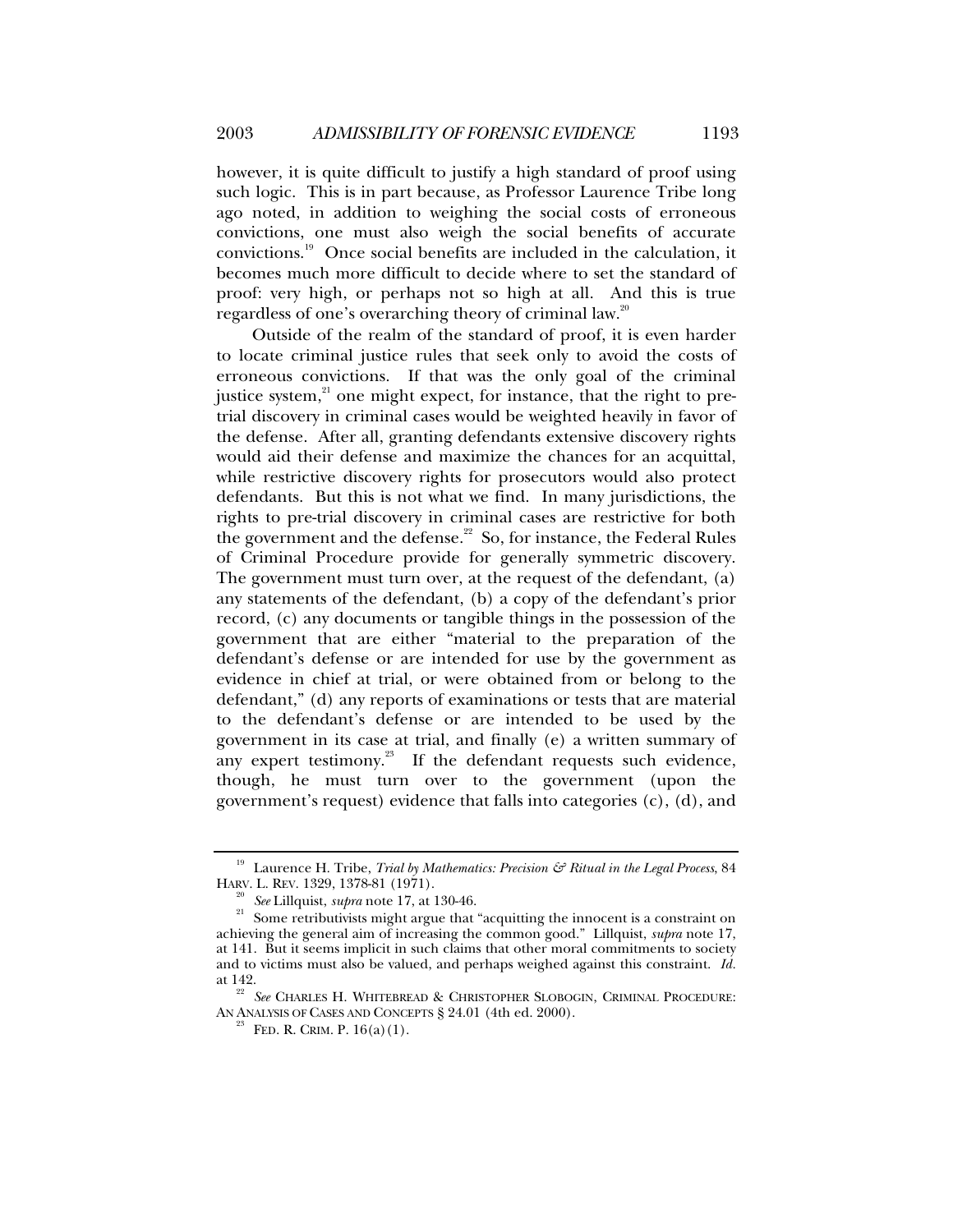however, it is quite difficult to justify a high standard of proof using such logic. This is in part because, as Professor Laurence Tribe long ago noted, in addition to weighing the social costs of erroneous convictions, one must also weigh the social benefits of accurate convictions.[19] Once social benefits are included in the calculation, it becomes much more difficult to decide where to set the standard of proof: very high, or perhaps not so high at all. And this is true regardless of one's overarching theory of criminal law.[20]

Outside of the realm of the standard of proof, it is even harder to locate criminal justice rules that seek only to avoid the costs of erroneous convictions. If that was the only goal of the criminal justice system,[21] one might expect, for instance, that the right to pre-trial discovery in criminal cases would be weighted heavily in favor of the defense. After all, granting defendants extensive discovery rights would aid their defense and maximize the chances for an acquittal, while restrictive discovery rights for prosecutors would also protect defendants. But this is not what we find. In many jurisdictions, the rights to pre-trial discovery in criminal cases are restrictive for both the government and the defense.[22] So, for instance, the Federal Rules of Criminal Procedure provide for generally symmetric discovery. The government must turn over, at the request of the defendant, (a) any statements of the defendant, (b) a copy of the defendant's prior record, (c) any documents or tangible things in the possession of the government that are either "material to the preparation of the defendant's defense or are intended for use by the government as evidence in chief at trial, or were obtained from or belong to the defendant," (d) any reports of examinations or tests that are material to the defendant's defense or are intended to be used by the government in its case at trial, and finally (e) a written summary of any expert testimony.[23] If the defendant requests such evidence, though, he must turn over to the government (upon the government's request) evidence that falls into categories (c), (d), and

---

[19] Laurence H. Tribe, *Trial by Mathematics: Precision & Ritual in the Legal Process*, 84 HARV. L. REV. 1329, 1378-81 (1971).

[20] *See* Lillquist, *supra* note 17, at 130-46.

[21] Some retributivists might argue that "acquitting the innocent is a constraint on achieving the general aim of increasing the common good." Lillquist, *supra* note 17, at 141. But it seems implicit in such claims that other moral commitments to society and to victims must also be valued, and perhaps weighed against this constraint. *Id.* at 142.

[22] *See* CHARLES H. WHITEBREAD & CHRISTOPHER SLOBOGIN, CRIMINAL PROCEDURE: AN ANALYSIS OF CASES AND CONCEPTS § 24.01 (4th ed. 2000).

[23] FED. R. CRIM. P. 16(a)(1).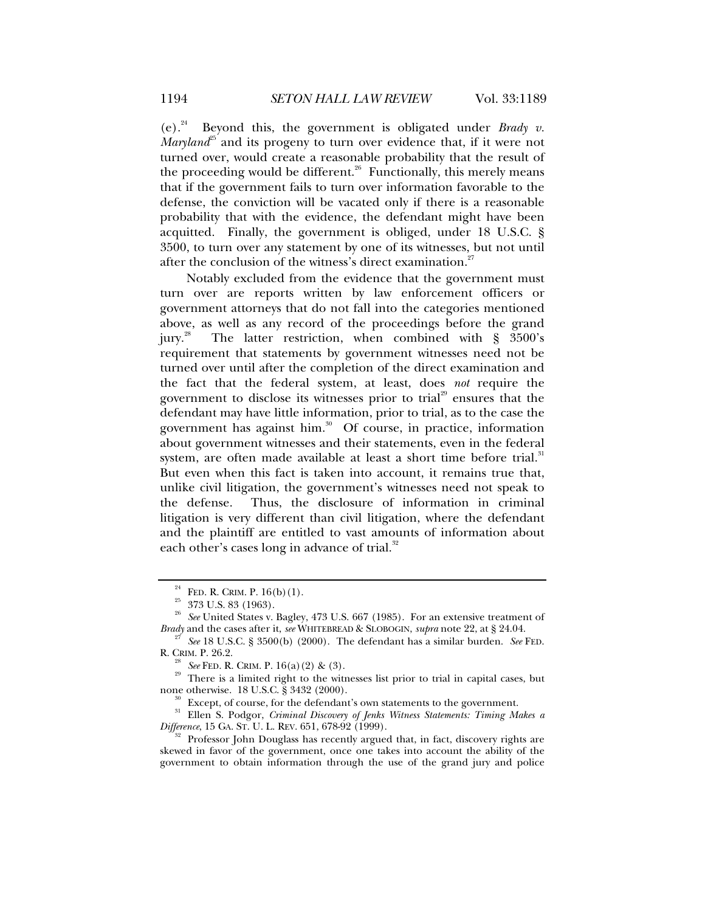(e).[24] Beyond this, the government is obligated under *Brady v. Maryland*[25] and its progeny to turn over evidence that, if it were not turned over, would create a reasonable probability that the result of the proceeding would be different.[26] Functionally, this merely means that if the government fails to turn over information favorable to the defense, the conviction will be vacated only if there is a reasonable probability that with the evidence, the defendant might have been acquitted. Finally, the government is obliged, under 18 U.S.C. § 3500, to turn over any statement by one of its witnesses, but not until after the conclusion of the witness's direct examination.[27]

Notably excluded from the evidence that the government must turn over are reports written by law enforcement officers or government attorneys that do not fall into the categories mentioned above, as well as any record of the proceedings before the grand jury.[28] The latter restriction, when combined with § 3500's requirement that statements by government witnesses need not be turned over until after the completion of the direct examination and the fact that the federal system, at least, does *not* require the government to disclose its witnesses prior to trial[29] ensures that the defendant may have little information, prior to trial, as to the case the government has against him.[30] Of course, in practice, information about government witnesses and their statements, even in the federal system, are often made available at least a short time before trial.[31] But even when this fact is taken into account, it remains true that, unlike civil litigation, the government's witnesses need not speak to the defense. Thus, the disclosure of information in criminal litigation is very different than civil litigation, where the defendant and the plaintiff are entitled to vast amounts of information about each other's cases long in advance of trial.[32]

---

[24] FED. R. CRIM. P. 16(b)(1).

[25] 373 U.S. 83 (1963).

[26] *See* United States v. Bagley, 473 U.S. 667 (1985). For an extensive treatment of *Brady* and the cases after it, *see* WHITEBREAD & SLOBOGIN, *supra* note 22, at § 24.04.

[27] *See* 18 U.S.C. § 3500(b) (2000). The defendant has a similar burden. *See* FED. R. CRIM. P. 26.2.

[28] *See* FED. R. CRIM. P. 16(a)(2) & (3).

[29] There is a limited right to the witnesses list prior to trial in capital cases, but none otherwise. 18 U.S.C. § 3432 (2000).

[30] Except, of course, for the defendant's own statements to the government.

[31] Ellen S. Podgor, *Criminal Discovery of Jenks Witness Statements: Timing Makes a Difference*, 15 GA. ST. U. L. REV. 651, 678-92 (1999).

[32] Professor John Douglass has recently argued that, in fact, discovery rights are skewed in favor of the government, once one takes into account the ability of the government to obtain information through the use of the grand jury and police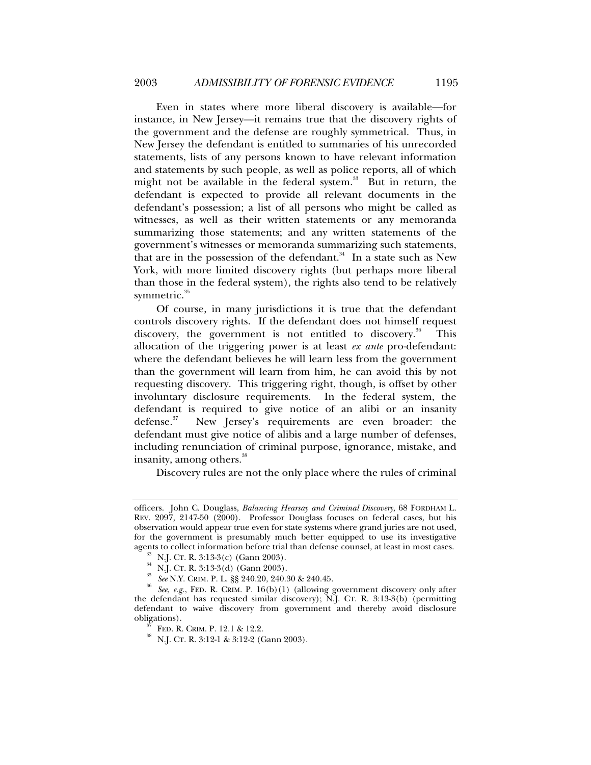Even in states where more liberal discovery is available—for instance, in New Jersey—it remains true that the discovery rights of the government and the defense are roughly symmetrical. Thus, in New Jersey the defendant is entitled to summaries of his unrecorded statements, lists of any persons known to have relevant information and statements by such people, as well as police reports, all of which might not be available in the federal system.[33] But in return, the defendant is expected to provide all relevant documents in the defendant's possession; a list of all persons who might be called as witnesses, as well as their written statements or any memoranda summarizing those statements; and any written statements of the government's witnesses or memoranda summarizing such statements, that are in the possession of the defendant.[34] In a state such as New York, with more limited discovery rights (but perhaps more liberal than those in the federal system), the rights also tend to be relatively symmetric.[35]

Of course, in many jurisdictions it is true that the defendant controls discovery rights. If the defendant does not himself request discovery, the government is not entitled to discovery.[36] This allocation of the triggering power is at least *ex ante* pro-defendant: where the defendant believes he will learn less from the government than the government will learn from him, he can avoid this by not requesting discovery. This triggering right, though, is offset by other involuntary disclosure requirements. In the federal system, the defendant is required to give notice of an alibi or an insanity defense.[37] New Jersey's requirements are even broader: the defendant must give notice of alibis and a large number of defenses, including renunciation of criminal purpose, ignorance, mistake, and insanity, among others.[38]

Discovery rules are not the only place where the rules of criminal

---

officers. John C. Douglass, *Balancing Hearsay and Criminal Discovery*, 68 FORDHAM L. REV. 2097, 2147-50 (2000). Professor Douglass focuses on federal cases, but his observation would appear true even for state systems where grand juries are not used, for the government is presumably much better equipped to use its investigative agents to collect information before trial than defense counsel, at least in most cases.

[33] N.J. CT. R. 3:13-3(c) (Gann 2003).

[34] N.J. CT. R. 3:13-3(d) (Gann 2003).

[35] *See* N.Y. CRIM. P. L. §§ 240.20, 240.30 & 240.45.

[36] *See, e.g.*, FED. R. CRIM. P. 16(b)(1) (allowing government discovery only after the defendant has requested similar discovery); N.J. CT. R. 3:13-3(b) (permitting defendant to waive discovery from government and thereby avoid disclosure obligations).

[37] FED. R. CRIM. P. 12.1 & 12.2.

[38] N.J. CT. R. 3:12-1 & 3:12-2 (Gann 2003).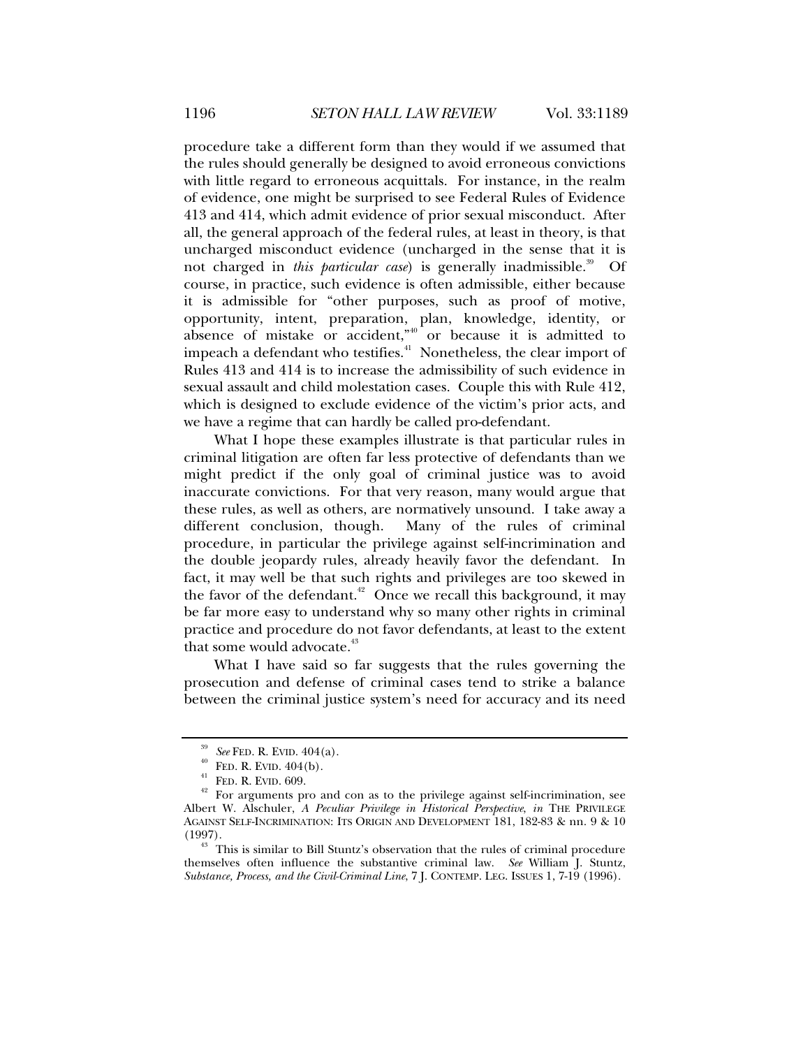procedure take a different form than they would if we assumed that the rules should generally be designed to avoid erroneous convictions with little regard to erroneous acquittals. For instance, in the realm of evidence, one might be surprised to see Federal Rules of Evidence 413 and 414, which admit evidence of prior sexual misconduct. After all, the general approach of the federal rules, at least in theory, is that uncharged misconduct evidence (uncharged in the sense that it is not charged in *this particular case*) is generally inadmissible.[39] Of course, in practice, such evidence is often admissible, either because it is admissible for "other purposes, such as proof of motive, opportunity, intent, preparation, plan, knowledge, identity, or absence of mistake or accident,"[40] or because it is admitted to impeach a defendant who testifies.[41] Nonetheless, the clear import of Rules 413 and 414 is to increase the admissibility of such evidence in sexual assault and child molestation cases. Couple this with Rule 412, which is designed to exclude evidence of the victim's prior acts, and we have a regime that can hardly be called pro-defendant.

What I hope these examples illustrate is that particular rules in criminal litigation are often far less protective of defendants than we might predict if the only goal of criminal justice was to avoid inaccurate convictions. For that very reason, many would argue that these rules, as well as others, are normatively unsound. I take away a different conclusion, though. Many of the rules of criminal procedure, in particular the privilege against self-incrimination and the double jeopardy rules, already heavily favor the defendant. In fact, it may well be that such rights and privileges are too skewed in the favor of the defendant.[42] Once we recall this background, it may be far more easy to understand why so many other rights in criminal practice and procedure do not favor defendants, at least to the extent that some would advocate.[43]

What I have said so far suggests that the rules governing the prosecution and defense of criminal cases tend to strike a balance between the criminal justice system's need for accuracy and its need

---

[39] *See* FED. R. EVID. 404(a).

[40] FED. R. EVID. 404(b).

[41] FED. R. EVID. 609.

[42] For arguments pro and con as to the privilege against self-incrimination, see Albert W. Alschuler, *A Peculiar Privilege in Historical Perspective*, *in* THE PRIVILEGE AGAINST SELF-INCRIMINATION: ITS ORIGIN AND DEVELOPMENT 181, 182-83 & nn. 9 & 10 (1997).

[43] This is similar to Bill Stuntz's observation that the rules of criminal procedure themselves often influence the substantive criminal law. *See* William J. Stuntz, *Substance, Process, and the Civil-Criminal Line*, 7 J. CONTEMP. LEG. ISSUES 1, 7-19 (1996).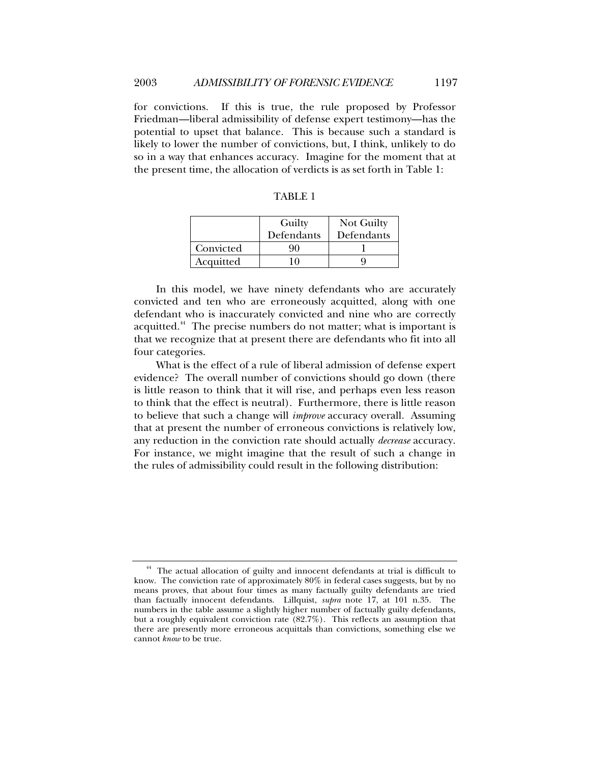for convictions. If this is true, the rule proposed by Professor Friedman—liberal admissibility of defense expert testimony—has the potential to upset that balance. This is because such a standard is likely to lower the number of convictions, but, I think, unlikely to do so in a way that enhances accuracy. Imagine for the moment that at the present time, the allocation of verdicts is as set forth in Table 1:

TABLE 1

| | Guilty Defendants | Not Guilty Defendants |
|---|---|---|
| Convicted | 90 | 1 |
| Acquitted | 10 | 9 |

In this model, we have ninety defendants who are accurately convicted and ten who are erroneously acquitted, along with one defendant who is inaccurately convicted and nine who are correctly acquitted.[44] The precise numbers do not matter; what is important is that we recognize that at present there are defendants who fit into all four categories.

What is the effect of a rule of liberal admission of defense expert evidence? The overall number of convictions should go down (there is little reason to think that it will rise, and perhaps even less reason to think that the effect is neutral). Furthermore, there is little reason to believe that such a change will *improve* accuracy overall. Assuming that at present the number of erroneous convictions is relatively low, any reduction in the conviction rate should actually *decrease* accuracy. For instance, we might imagine that the result of such a change in the rules of admissibility could result in the following distribution:

---

[44] The actual allocation of guilty and innocent defendants at trial is difficult to know. The conviction rate of approximately 80% in federal cases suggests, but by no means proves, that about four times as many factually guilty defendants are tried than factually innocent defendants. Lillquist, *supra* note 17, at 101 n.35. The numbers in the table assume a slightly higher number of factually guilty defendants, but a roughly equivalent conviction rate (82.7%). This reflects an assumption that there are presently more erroneous acquittals than convictions, something else we cannot *know* to be true.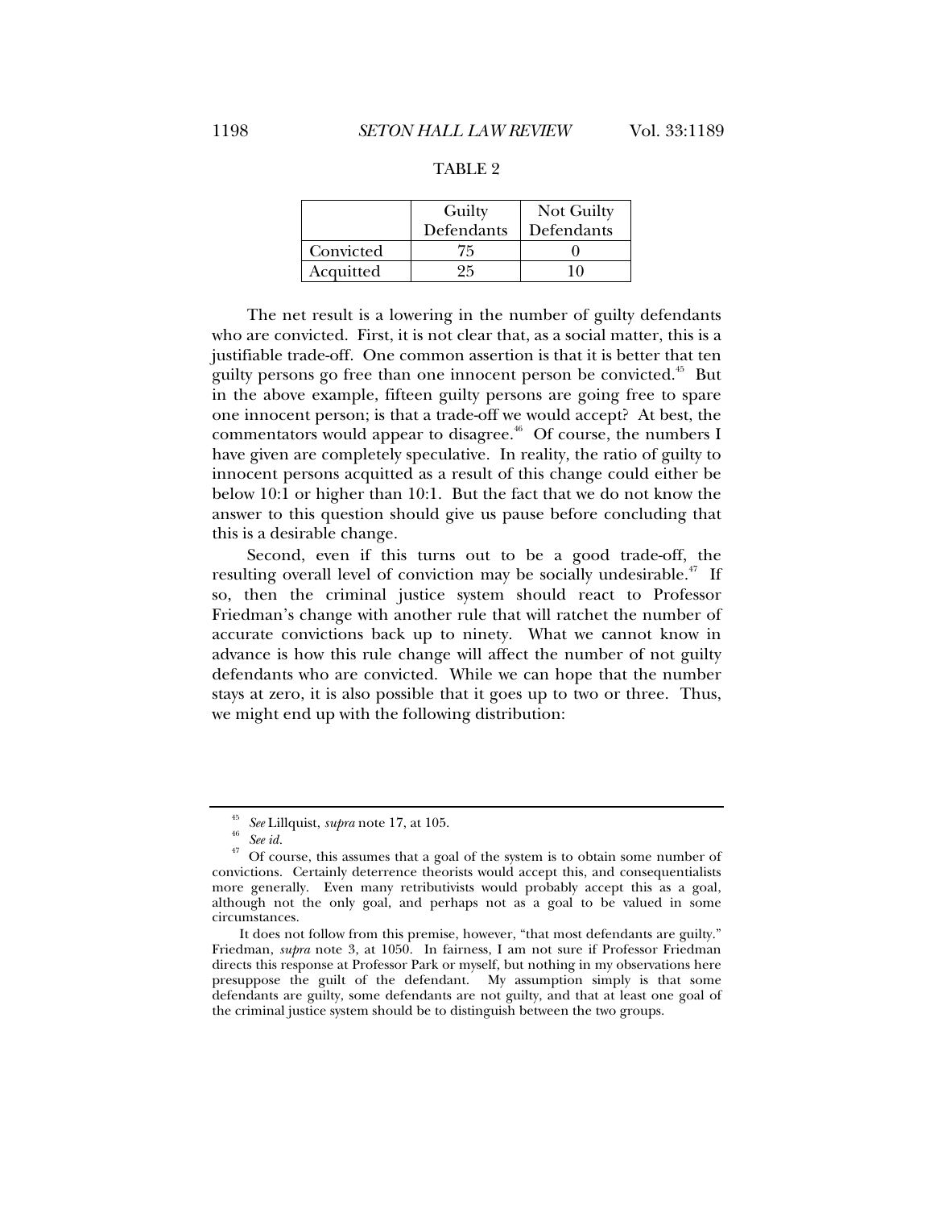TABLE 2

| | Guilty Defendants | Not Guilty Defendants |
|---|---|---|
| Convicted | 75 | 0 |
| Acquitted | 25 | 10 |

The net result is a lowering in the number of guilty defendants who are convicted. First, it is not clear that, as a social matter, this is a justifiable trade-off. One common assertion is that it is better that ten guilty persons go free than one innocent person be convicted.[45] But in the above example, fifteen guilty persons are going free to spare one innocent person; is that a trade-off we would accept? At best, the commentators would appear to disagree.[46] Of course, the numbers I have given are completely speculative. In reality, the ratio of guilty to innocent persons acquitted as a result of this change could either be below 10:1 or higher than 10:1. But the fact that we do not know the answer to this question should give us pause before concluding that this is a desirable change.

Second, even if this turns out to be a good trade-off, the resulting overall level of conviction may be socially undesirable.[47] If so, then the criminal justice system should react to Professor Friedman's change with another rule that will ratchet the number of accurate convictions back up to ninety. What we cannot know in advance is how this rule change will affect the number of not guilty defendants who are convicted. While we can hope that the number stays at zero, it is also possible that it goes up to two or three. Thus, we might end up with the following distribution:

---

[45] *See* Lillquist, *supra* note 17, at 105.

[46] *See id.*

[47] Of course, this assumes that a goal of the system is to obtain some number of convictions. Certainly deterrence theorists would accept this, and consequentialists more generally. Even many retributivists would probably accept this as a goal, although not the only goal, and perhaps not as a goal to be valued in some circumstances.

It does not follow from this premise, however, "that most defendants are guilty." Friedman, *supra* note 3, at 1050. In fairness, I am not sure if Professor Friedman directs this response at Professor Park or myself, but nothing in my observations here presuppose the guilt of the defendant. My assumption simply is that some defendants are guilty, some defendants are not guilty, and that at least one goal of the criminal justice system should be to distinguish between the two groups.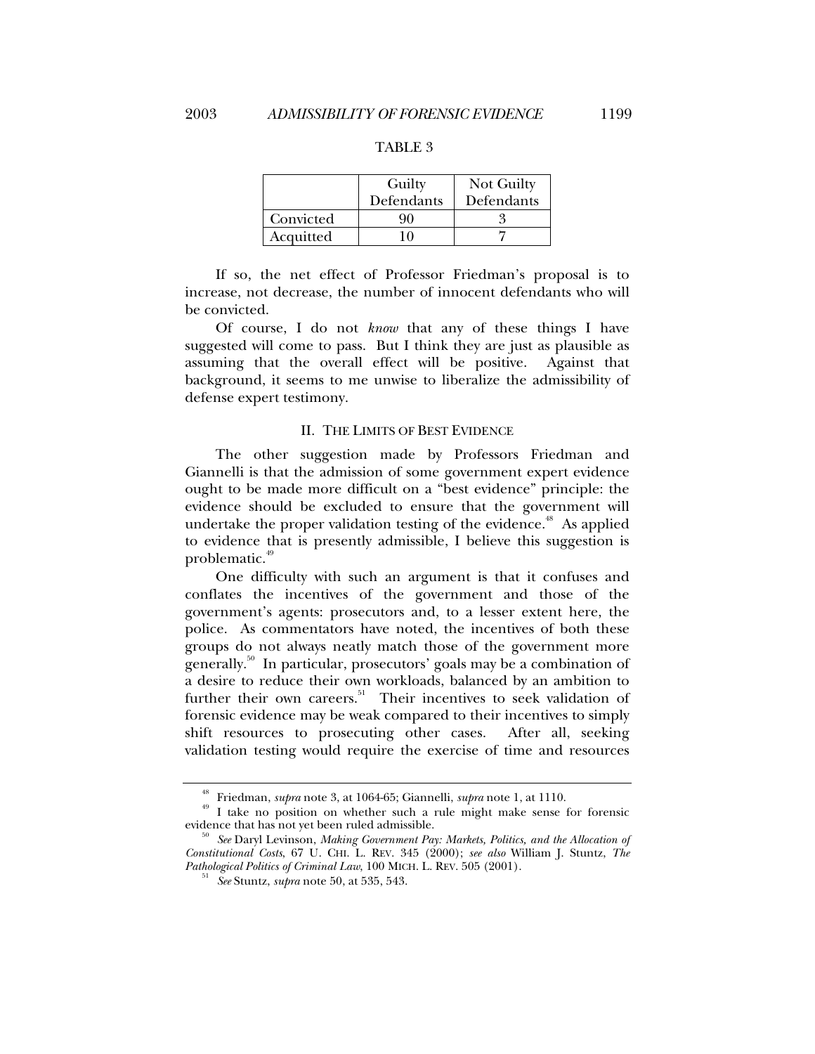TABLE 3

| | Guilty Defendants | Not Guilty Defendants |
|---|---|---|
| Convicted | 90 | 3 |
| Acquitted | 10 | 7 |

If so, the net effect of Professor Friedman's proposal is to increase, not decrease, the number of innocent defendants who will be convicted.

Of course, I do not *know* that any of these things I have suggested will come to pass. But I think they are just as plausible as assuming that the overall effect will be positive. Against that background, it seems to me unwise to liberalize the admissibility of defense expert testimony.

## II. THE LIMITS OF BEST EVIDENCE

The other suggestion made by Professors Friedman and Giannelli is that the admission of some government expert evidence ought to be made more difficult on a "best evidence" principle: the evidence should be excluded to ensure that the government will undertake the proper validation testing of the evidence.[48] As applied to evidence that is presently admissible, I believe this suggestion is problematic.[49]

One difficulty with such an argument is that it confuses and conflates the incentives of the government and those of the government's agents: prosecutors and, to a lesser extent here, the police. As commentators have noted, the incentives of both these groups do not always neatly match those of the government more generally.[50] In particular, prosecutors' goals may be a combination of a desire to reduce their own workloads, balanced by an ambition to further their own careers.[51] Their incentives to seek validation of forensic evidence may be weak compared to their incentives to simply shift resources to prosecuting other cases. After all, seeking validation testing would require the exercise of time and resources

---

[48] Friedman, *supra* note 3, at 1064-65; Giannelli, *supra* note 1, at 1110.

[49] I take no position on whether such a rule might make sense for forensic evidence that has not yet been ruled admissible.

[50] *See* Daryl Levinson, *Making Government Pay: Markets, Politics, and the Allocation of Constitutional Costs*, 67 U. CHI. L. REV. 345 (2000); *see also* William J. Stuntz, *The Pathological Politics of Criminal Law*, 100 MICH. L. REV. 505 (2001).

[51] *See* Stuntz, *supra* note 50, at 535, 543.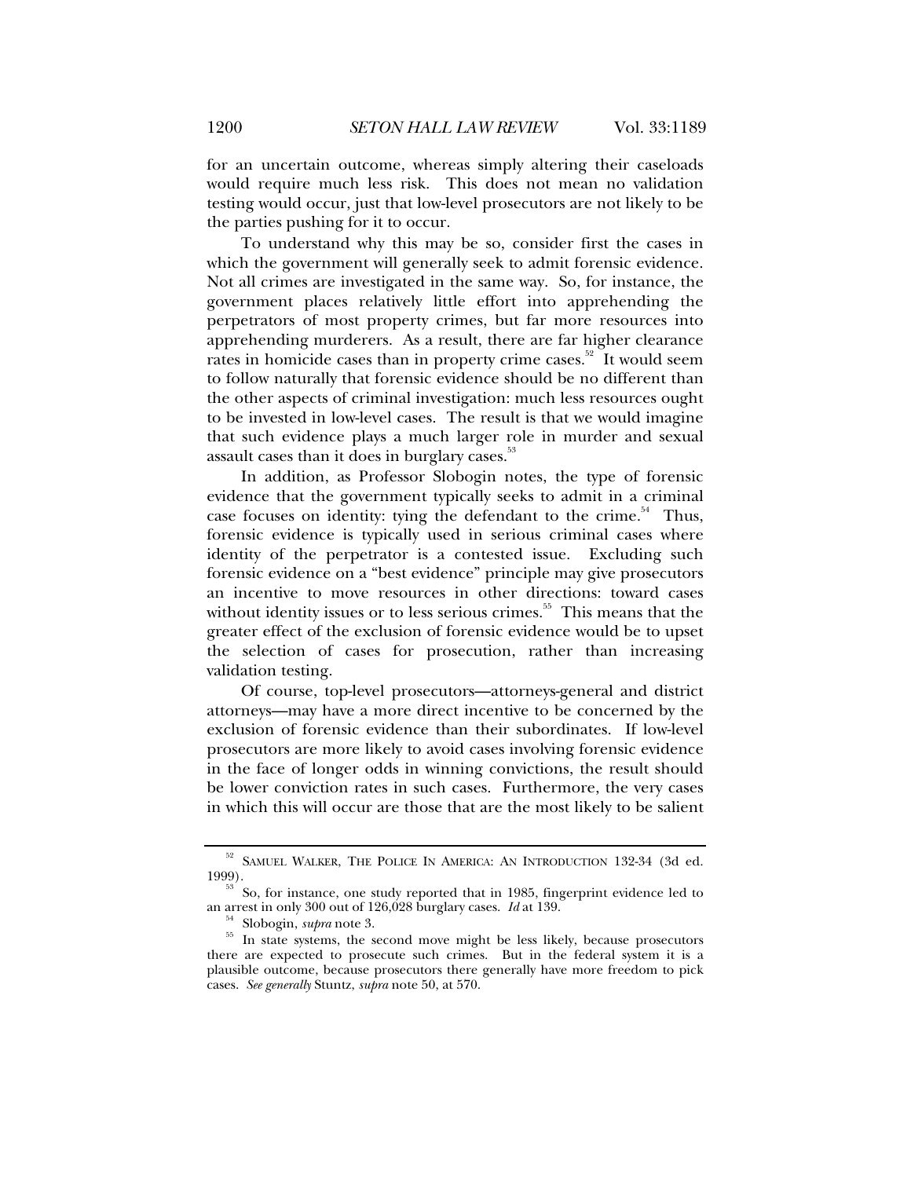for an uncertain outcome, whereas simply altering their caseloads would require much less risk. This does not mean no validation testing would occur, just that low-level prosecutors are not likely to be the parties pushing for it to occur.

To understand why this may be so, consider first the cases in which the government will generally seek to admit forensic evidence. Not all crimes are investigated in the same way. So, for instance, the government places relatively little effort into apprehending the perpetrators of most property crimes, but far more resources into apprehending murderers. As a result, there are far higher clearance rates in homicide cases than in property crime cases.[52] It would seem to follow naturally that forensic evidence should be no different than the other aspects of criminal investigation: much less resources ought to be invested in low-level cases. The result is that we would imagine that such evidence plays a much larger role in murder and sexual assault cases than it does in burglary cases.[53]

In addition, as Professor Slobogin notes, the type of forensic evidence that the government typically seeks to admit in a criminal case focuses on identity: tying the defendant to the crime.[54] Thus, forensic evidence is typically used in serious criminal cases where identity of the perpetrator is a contested issue. Excluding such forensic evidence on a "best evidence" principle may give prosecutors an incentive to move resources in other directions: toward cases without identity issues or to less serious crimes.[55] This means that the greater effect of the exclusion of forensic evidence would be to upset the selection of cases for prosecution, rather than increasing validation testing.

Of course, top-level prosecutors—attorneys-general and district attorneys—may have a more direct incentive to be concerned by the exclusion of forensic evidence than their subordinates. If low-level prosecutors are more likely to avoid cases involving forensic evidence in the face of longer odds in winning convictions, the result should be lower conviction rates in such cases. Furthermore, the very cases in which this will occur are those that are the most likely to be salient

---

[52] SAMUEL WALKER, THE POLICE IN AMERICA: AN INTRODUCTION 132-34 (3d ed. 1999).

[53] So, for instance, one study reported that in 1985, fingerprint evidence led to an arrest in only 300 out of 126,028 burglary cases. *Id* at 139.

[54] Slobogin, *supra* note 3.

[55] In state systems, the second move might be less likely, because prosecutors there are expected to prosecute such crimes. But in the federal system it is a plausible outcome, because prosecutors there generally have more freedom to pick cases. *See generally* Stuntz, *supra* note 50, at 570.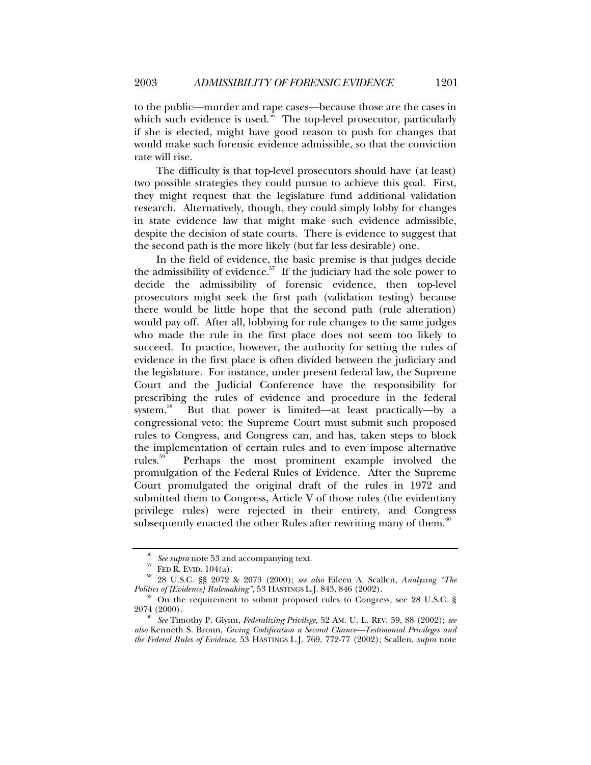to the public—murder and rape cases—because those are the cases in which such evidence is used.[56] The top-level prosecutor, particularly if she is elected, might have good reason to push for changes that would make such forensic evidence admissible, so that the conviction rate will rise.

The difficulty is that top-level prosecutors should have (at least) two possible strategies they could pursue to achieve this goal. First, they might request that the legislature fund additional validation research. Alternatively, though, they could simply lobby for changes in state evidence law that might make such evidence admissible, despite the decision of state courts. There is evidence to suggest that the second path is the more likely (but far less desirable) one.

In the field of evidence, the basic premise is that judges decide the admissibility of evidence.[57] If the judiciary had the sole power to decide the admissibility of forensic evidence, then top-level prosecutors might seek the first path (validation testing) because there would be little hope that the second path (rule alteration) would pay off. After all, lobbying for rule changes to the same judges who made the rule in the first place does not seem too likely to succeed. In practice, however, the authority for setting the rules of evidence in the first place is often divided between the judiciary and the legislature. For instance, under present federal law, the Supreme Court and the Judicial Conference have the responsibility for prescribing the rules of evidence and procedure in the federal system.[58] But that power is limited—at least practically—by a congressional veto: the Supreme Court must submit such proposed rules to Congress, and Congress can, and has, taken steps to block the implementation of certain rules and to even impose alternative rules.[59] Perhaps the most prominent example involved the promulgation of the Federal Rules of Evidence. After the Supreme Court promulgated the original draft of the rules in 1972 and submitted them to Congress, Article V of those rules (the evidentiary privilege rules) were rejected in their entirety, and Congress subsequently enacted the other Rules after rewriting many of them.[60]

---

[56] *See supra* note 53 and accompanying text.

[57] FED R. EVID. 104(a).

[58] 28 U.S.C. §§ 2072 & 2073 (2000); *see also* Eileen A. Scallen, *Analyzing "The Politics of [Evidence] Rulemaking"*, 53 HASTINGS L.J. 843, 846 (2002).

[59] On the requirement to submit proposed rules to Congress, see 28 U.S.C. § 2074 (2000).

[60] *See* Timothy P. Glynn, *Federalizing Privilege*, 52 AM. U. L. REV. 59, 88 (2002); *see also* Kenneth S. Broun, *Giving Codification a Second Chance—Testimonial Privileges and the Federal Rules of Evidence*, 53 HASTINGS L.J. 769, 772-77 (2002); Scallen, *supra* note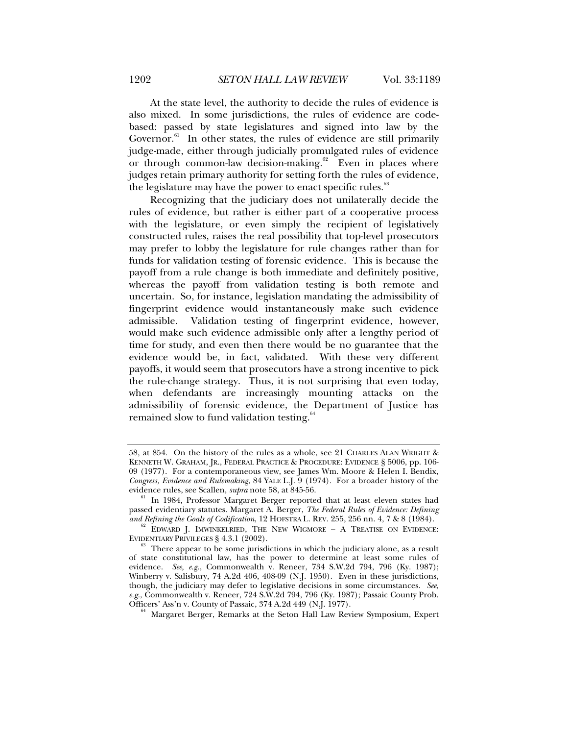At the state level, the authority to decide the rules of evidence is also mixed. In some jurisdictions, the rules of evidence are code-based: passed by state legislatures and signed into law by the Governor.[61] In other states, the rules of evidence are still primarily judge-made, either through judicially promulgated rules of evidence or through common-law decision-making.[62] Even in places where judges retain primary authority for setting forth the rules of evidence, the legislature may have the power to enact specific rules.[63]

Recognizing that the judiciary does not unilaterally decide the rules of evidence, but rather is either part of a cooperative process with the legislature, or even simply the recipient of legislatively constructed rules, raises the real possibility that top-level prosecutors may prefer to lobby the legislature for rule changes rather than for funds for validation testing of forensic evidence. This is because the payoff from a rule change is both immediate and definitely positive, whereas the payoff from validation testing is both remote and uncertain. So, for instance, legislation mandating the admissibility of fingerprint evidence would instantaneously make such evidence admissible. Validation testing of fingerprint evidence, however, would make such evidence admissible only after a lengthy period of time for study, and even then there would be no guarantee that the evidence would be, in fact, validated. With these very different payoffs, it would seem that prosecutors have a strong incentive to pick the rule-change strategy. Thus, it is not surprising that even today, when defendants are increasingly mounting attacks on the admissibility of forensic evidence, the Department of Justice has remained slow to fund validation testing.[64]

---

58, at 854. On the history of the rules as a whole, see 21 CHARLES ALAN WRIGHT & KENNETH W. GRAHAM, JR., FEDERAL PRACTICE & PROCEDURE: EVIDENCE § 5006, pp. 106-09 (1977). For a contemporaneous view, see James Wm. Moore & Helen I. Bendix, *Congress, Evidence and Rulemaking*, 84 YALE L.J. 9 (1974). For a broader history of the evidence rules, see Scallen, *supra* note 58, at 845-56.

[61] In 1984, Professor Margaret Berger reported that at least eleven states had passed evidentiary statutes. Margaret A. Berger, *The Federal Rules of Evidence: Defining and Refining the Goals of Codification*, 12 HOFSTRA L. REV. 255, 256 nn. 4, 7 & 8 (1984).

[62] EDWARD J. IMWINKELRIED, THE NEW WIGMORE – A TREATISE ON EVIDENCE: EVIDENTIARY PRIVILEGES § 4.3.1 (2002).

[63] There appear to be some jurisdictions in which the judiciary alone, as a result of state constitutional law, has the power to determine at least some rules of evidence. *See, e.g.*, Commonwealth v. Reneer, 734 S.W.2d 794, 796 (Ky. 1987); Winberry v. Salisbury, 74 A.2d 406, 408-09 (N.J. 1950). Even in these jurisdictions, though, the judiciary may defer to legislative decisions in some circumstances. *See, e.g.*, Commonwealth v. Reneer, 724 S.W.2d 794, 796 (Ky. 1987); Passaic County Prob. Officers' Ass'n v. County of Passaic, 374 A.2d 449 (N.J. 1977).

[64] Margaret Berger, Remarks at the Seton Hall Law Review Symposium, Expert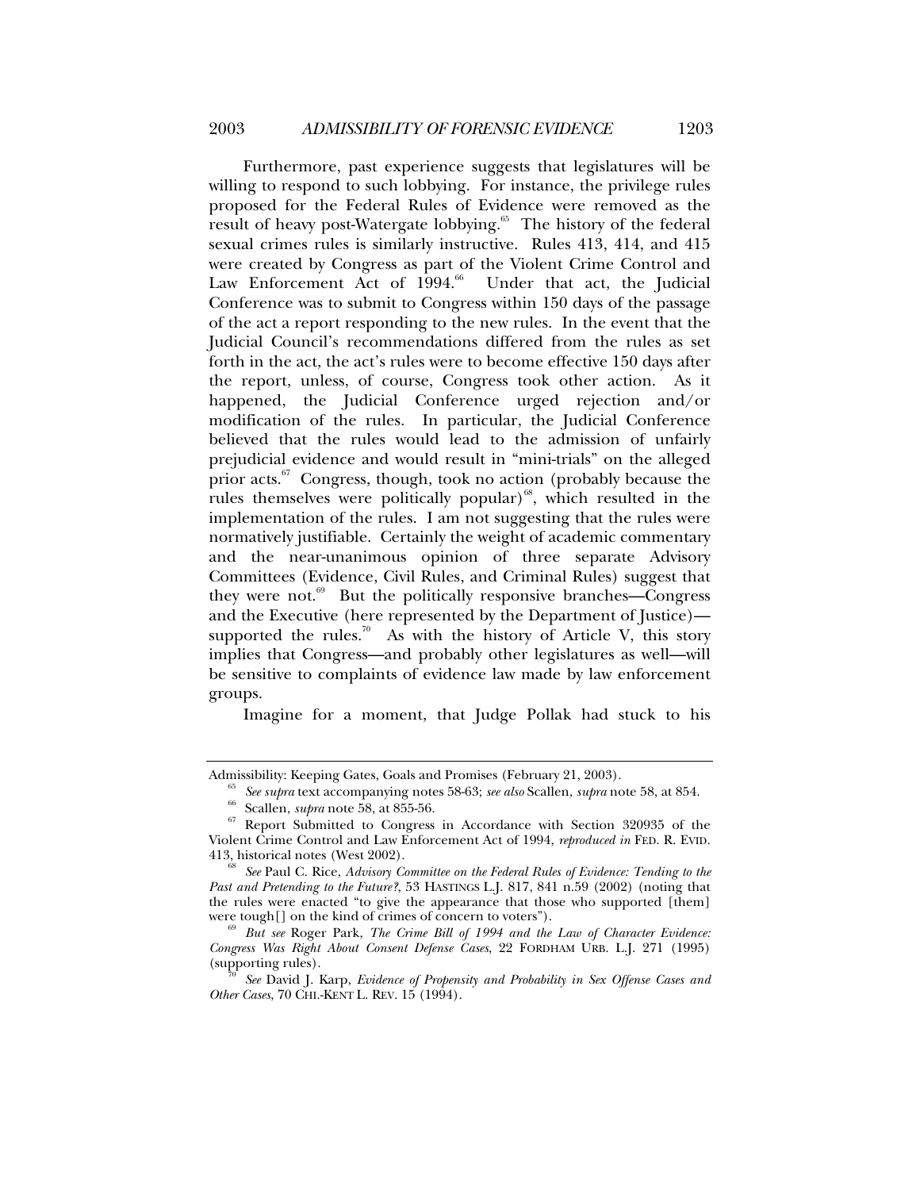Furthermore, past experience suggests that legislatures will be willing to respond to such lobbying. For instance, the privilege rules proposed for the Federal Rules of Evidence were removed as the result of heavy post-Watergate lobbying.[65] The history of the federal sexual crimes rules is similarly instructive. Rules 413, 414, and 415 were created by Congress as part of the Violent Crime Control and Law Enforcement Act of 1994.[66] Under that act, the Judicial Conference was to submit to Congress within 150 days of the passage of the act a report responding to the new rules. In the event that the Judicial Council's recommendations differed from the rules as set forth in the act, the act's rules were to become effective 150 days after the report, unless, of course, Congress took other action. As it happened, the Judicial Conference urged rejection and/or modification of the rules. In particular, the Judicial Conference believed that the rules would lead to the admission of unfairly prejudicial evidence and would result in "mini-trials" on the alleged prior acts.[67] Congress, though, took no action (probably because the rules themselves were politically popular)[68], which resulted in the implementation of the rules. I am not suggesting that the rules were normatively justifiable. Certainly the weight of academic commentary and the near-unanimous opinion of three separate Advisory Committees (Evidence, Civil Rules, and Criminal Rules) suggest that they were not.[69] But the politically responsive branches—Congress and the Executive (here represented by the Department of Justice)—supported the rules.[70] As with the history of Article V, this story implies that Congress—and probably other legislatures as well—will be sensitive to complaints of evidence law made by law enforcement groups.

Imagine for a moment, that Judge Pollak had stuck to his

---

Admissibility: Keeping Gates, Goals and Promises (February 21, 2003).

[65] *See supra* text accompanying notes 58-63; *see also* Scallen, *supra* note 58, at 854.

[66] Scallen, *supra* note 58, at 855-56.

[67] Report Submitted to Congress in Accordance with Section 320935 of the Violent Crime Control and Law Enforcement Act of 1994, *reproduced in* FED. R. EVID. 413, historical notes (West 2002).

[68] *See* Paul C. Rice, *Advisory Committee on the Federal Rules of Evidence: Tending to the Past and Pretending to the Future?*, 53 HASTINGS L.J. 817, 841 n.59 (2002) (noting that the rules were enacted "to give the appearance that those who supported [them] were tough[] on the kind of crimes of concern to voters").

[69] *But see* Roger Park, *The Crime Bill of 1994 and the Law of Character Evidence: Congress Was Right About Consent Defense Cases*, 22 FORDHAM URB. L.J. 271 (1995) (supporting rules).

[70] *See* David J. Karp, *Evidence of Propensity and Probability in Sex Offense Cases and Other Cases*, 70 CHI.-KENT L. REV. 15 (1994).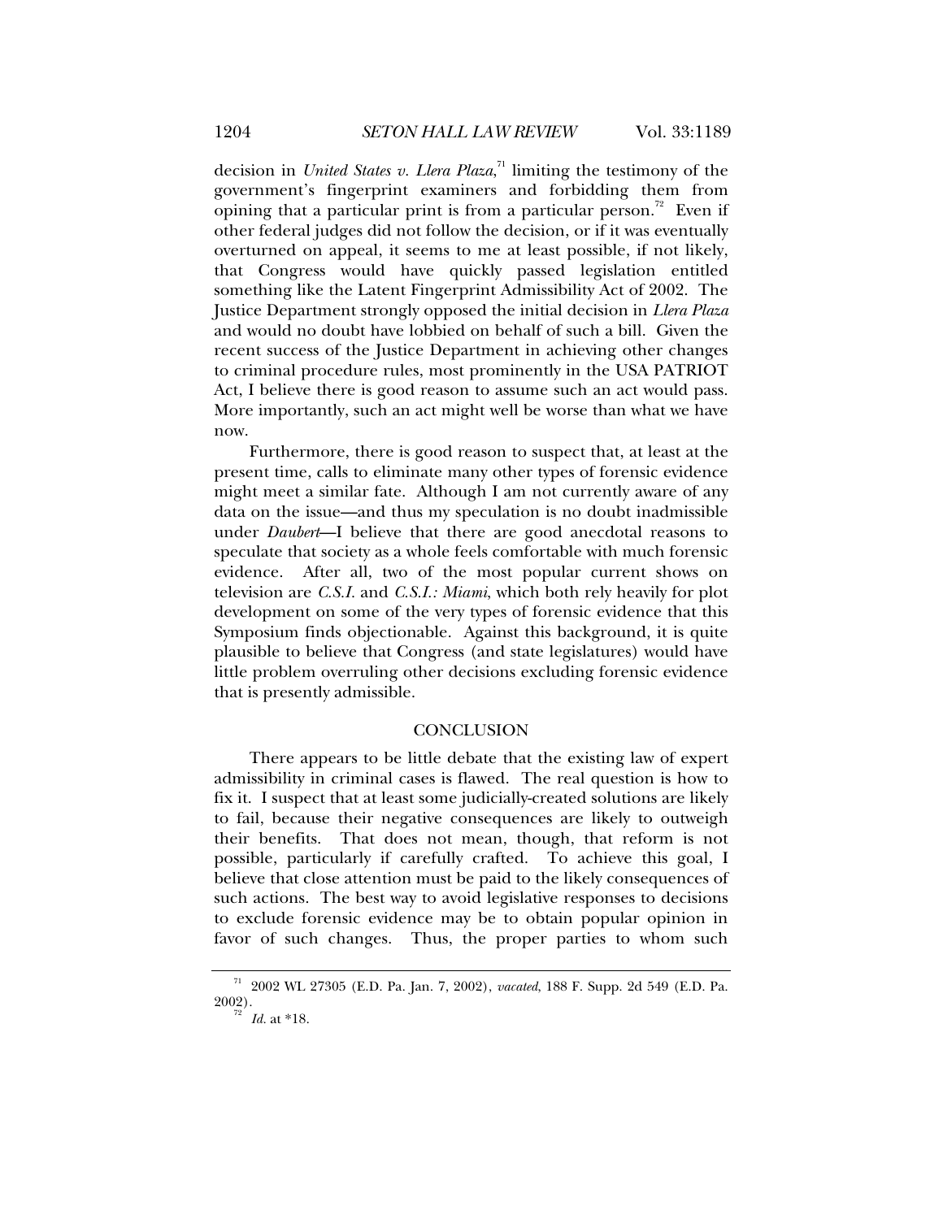decision in *United States v. Llera Plaza*,[71] limiting the testimony of the government's fingerprint examiners and forbidding them from opining that a particular print is from a particular person.[72] Even if other federal judges did not follow the decision, or if it was eventually overturned on appeal, it seems to me at least possible, if not likely, that Congress would have quickly passed legislation entitled something like the Latent Fingerprint Admissibility Act of 2002. The Justice Department strongly opposed the initial decision in *Llera Plaza* and would no doubt have lobbied on behalf of such a bill. Given the recent success of the Justice Department in achieving other changes to criminal procedure rules, most prominently in the USA PATRIOT Act, I believe there is good reason to assume such an act would pass. More importantly, such an act might well be worse than what we have now.

Furthermore, there is good reason to suspect that, at least at the present time, calls to eliminate many other types of forensic evidence might meet a similar fate. Although I am not currently aware of any data on the issue—and thus my speculation is no doubt inadmissible under *Daubert*—I believe that there are good anecdotal reasons to speculate that society as a whole feels comfortable with much forensic evidence. After all, two of the most popular current shows on television are *C.S.I.* and *C.S.I.: Miami*, which both rely heavily for plot development on some of the very types of forensic evidence that this Symposium finds objectionable. Against this background, it is quite plausible to believe that Congress (and state legislatures) would have little problem overruling other decisions excluding forensic evidence that is presently admissible.

## CONCLUSION

There appears to be little debate that the existing law of expert admissibility in criminal cases is flawed. The real question is how to fix it. I suspect that at least some judicially-created solutions are likely to fail, because their negative consequences are likely to outweigh their benefits. That does not mean, though, that reform is not possible, particularly if carefully crafted. To achieve this goal, I believe that close attention must be paid to the likely consequences of such actions. The best way to avoid legislative responses to decisions to exclude forensic evidence may be to obtain popular opinion in favor of such changes. Thus, the proper parties to whom such

---

[71] 2002 WL 27305 (E.D. Pa. Jan. 7, 2002), *vacated*, 188 F. Supp. 2d 549 (E.D. Pa. 2002).

[72] *Id.* at *18.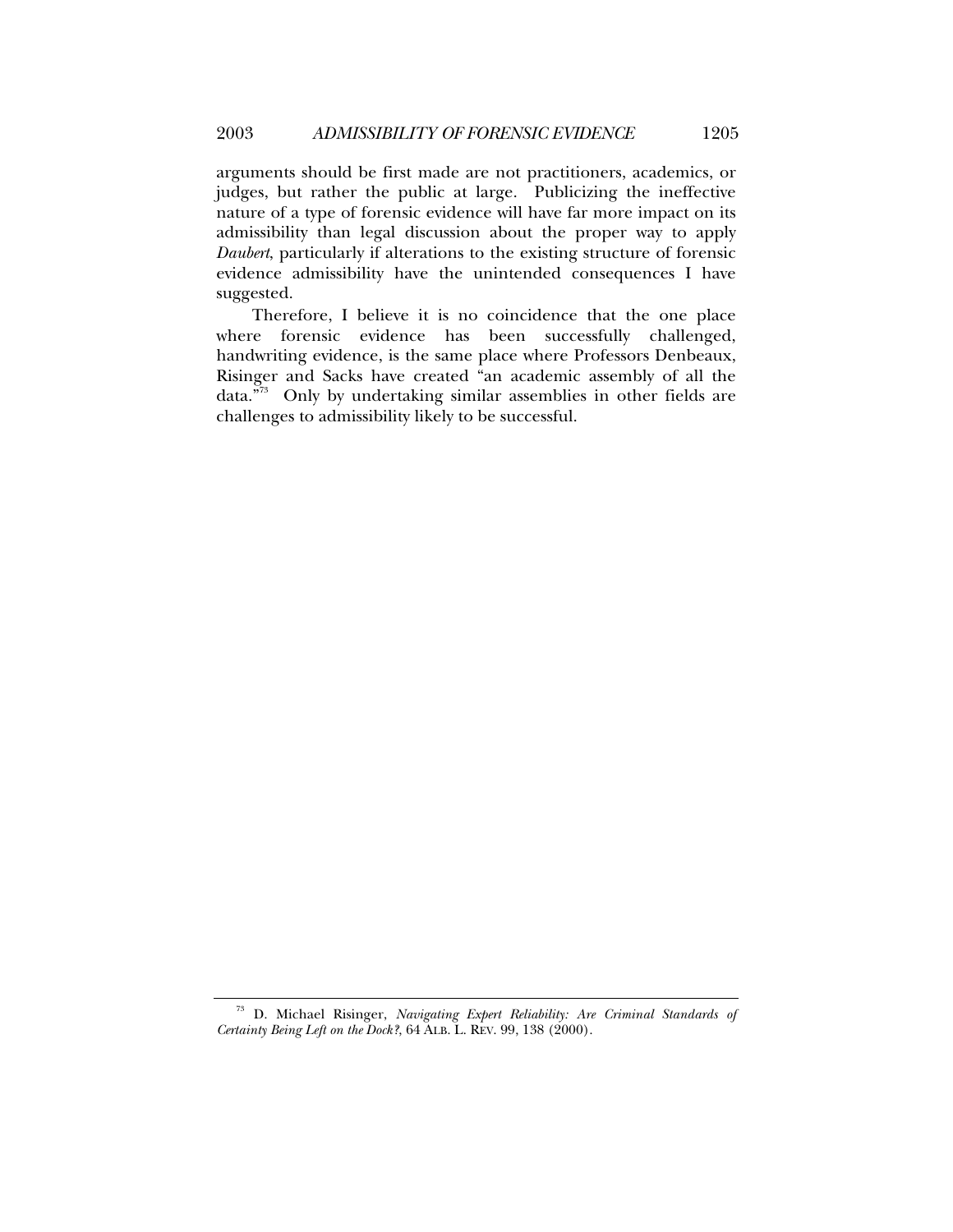arguments should be first made are not practitioners, academics, or judges, but rather the public at large. Publicizing the ineffective nature of a type of forensic evidence will have far more impact on its admissibility than legal discussion about the proper way to apply *Daubert*, particularly if alterations to the existing structure of forensic evidence admissibility have the unintended consequences I have suggested.

Therefore, I believe it is no coincidence that the one place where forensic evidence has been successfully challenged, handwriting evidence, is the same place where Professors Denbeaux, Risinger and Sacks have created "an academic assembly of all the data."[73] Only by undertaking similar assemblies in other fields are challenges to admissibility likely to be successful.

---

[73] D. Michael Risinger, *Navigating Expert Reliability: Are Criminal Standards of Certainty Being Left on the Dock?*, 64 ALB. L. REV. 99, 138 (2000).